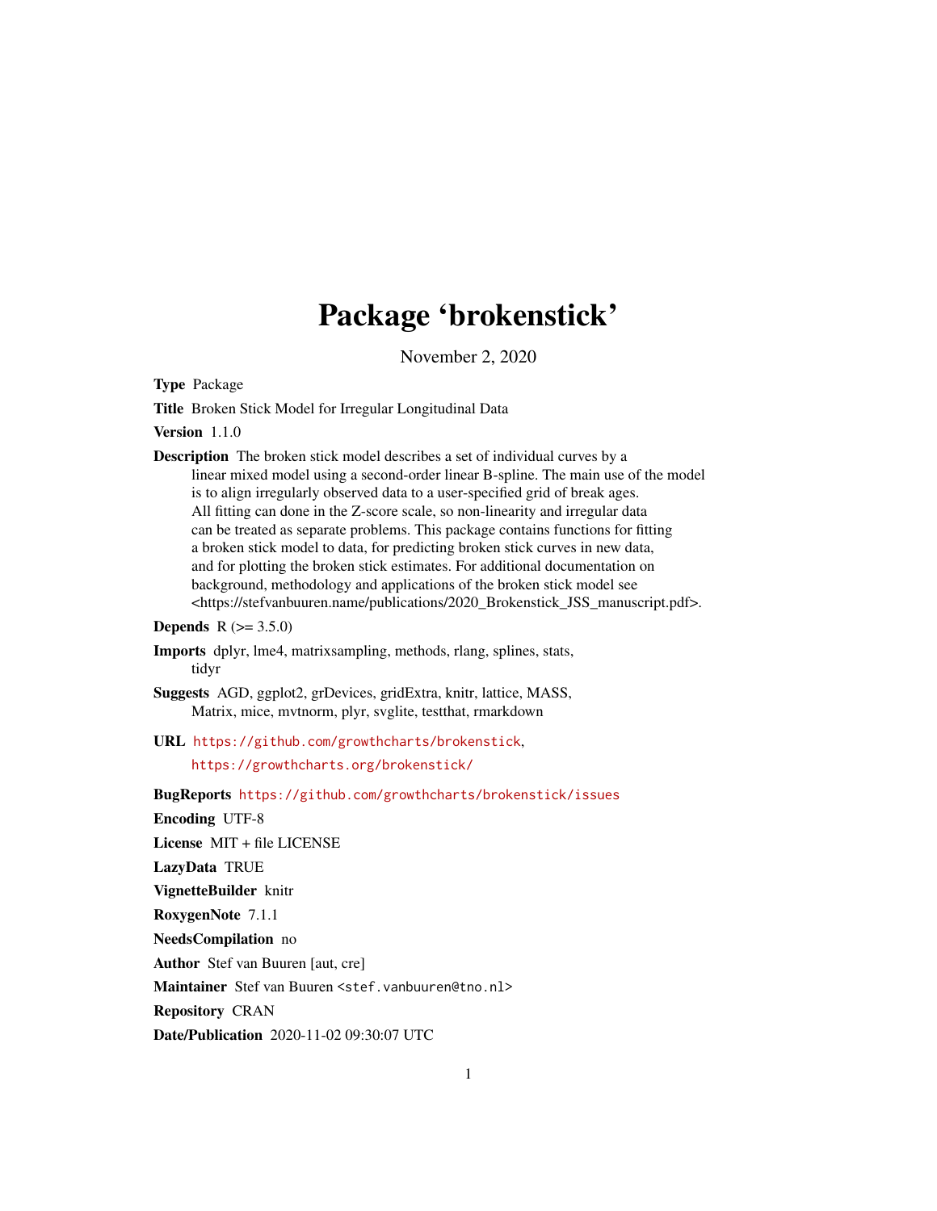# Package 'brokenstick'

November 2, 2020

**Type** Package

**Title** Broken Stick Model for Irregular Longitudinal Data

**Version** 1.1.0

**Description** The broken stick model describes a set of individual curves by a linear mixed model using a second-order linear B-spline. The main use of the model is to align irregularly observed data to a user-specified grid of break ages. All fitting can done in the Z-score scale, so non-linearity and irregular data can be treated as separate problems. This package contains functions for fitting a broken stick model to data, for predicting broken stick curves in new data, and for plotting the broken stick estimates. For additional documentation on background, methodology and applications of the broken stick model see <https://stefvanbuuren.name/publications/2020_Brokenstick_JSS_manuscript.pdf>.

**Depends** R (>= 3.5.0)

**Imports** dplyr, lme4, matrixsampling, methods, rlang, splines, stats, tidyr

**Suggests** AGD, ggplot2, grDevices, gridExtra, knitr, lattice, MASS, Matrix, mice, mvtnorm, plyr, svglite, testthat, rmarkdown

**URL** https://github.com/growthcharts/brokenstick, https://growthcharts.org/brokenstick/

**BugReports** https://github.com/growthcharts/brokenstick/issues

**Encoding** UTF-8

**License** MIT + file LICENSE

**LazyData** TRUE

**VignetteBuilder** knitr

**RoxygenNote** 7.1.1

**NeedsCompilation** no

**Author** Stef van Buuren [aut, cre]

**Maintainer** Stef van Buuren <stef.vanbuuren@tno.nl>

**Repository** CRAN

**Date/Publication** 2020-11-02 09:30:07 UTC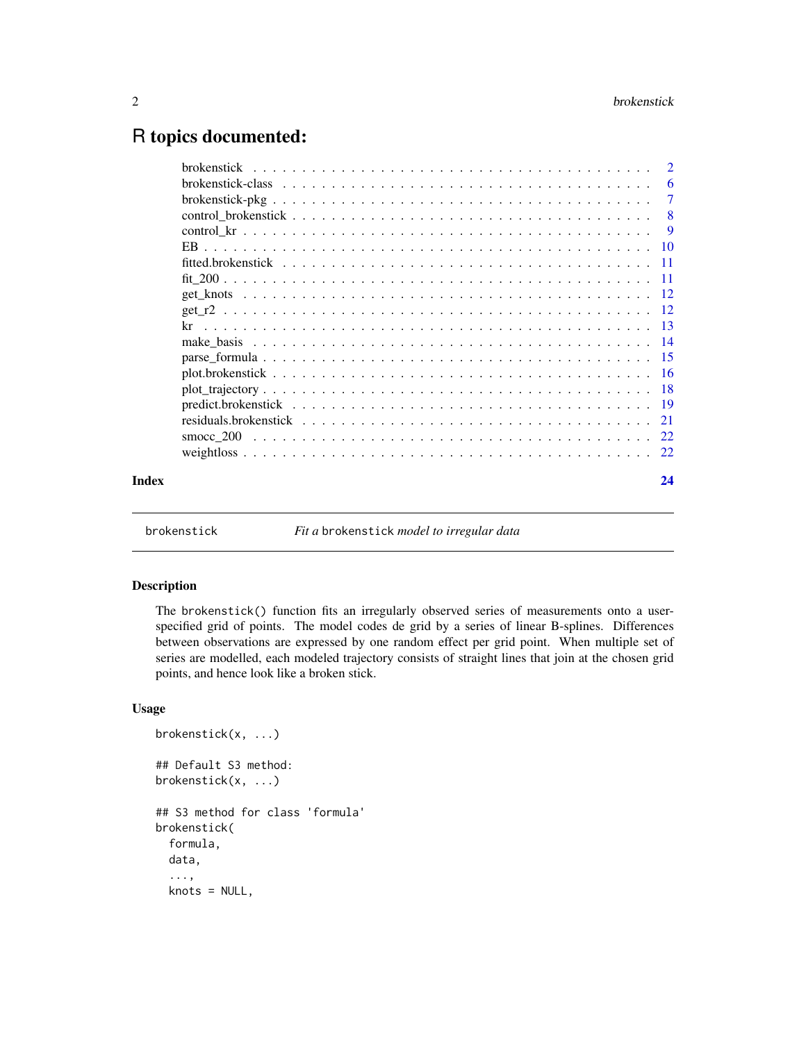# R topics documented:

| | |
|---|---|
| brokenstick | 2 |
| brokenstick-class | 6 |
| brokenstick-pkg | 7 |
| control_brokenstick | 8 |
| control_kr | 9 |
| EB | 10 |
| fitted.brokenstick | 11 |
| fit_200 | 11 |
| get_knots | 12 |
| get_r2 | 12 |
| kr | 13 |
| make_basis | 14 |
| parse_formula | 15 |
| plot.brokenstick | 16 |
| plot_trajectory | 18 |
| predict.brokenstick | 19 |
| residuals.brokenstick | 21 |
| smocc_200 | 22 |
| weightloss | 22 |

**Index** 24

---

brokenstick — *Fit a* brokenstick *model to irregular data*

---

## Description

The brokenstick() function fits an irregularly observed series of measurements onto a user-specified grid of points. The model codes de grid by a series of linear B-splines. Differences between observations are expressed by one random effect per grid point. When multiple set of series are modelled, each modeled trajectory consists of straight lines that join at the chosen grid points, and hence look like a broken stick.

## Usage

```
brokenstick(x, ...)

## Default S3 method:
brokenstick(x, ...)

## S3 method for class 'formula'
brokenstick(
  formula,
  data,
  ...,
  knots = NULL,
```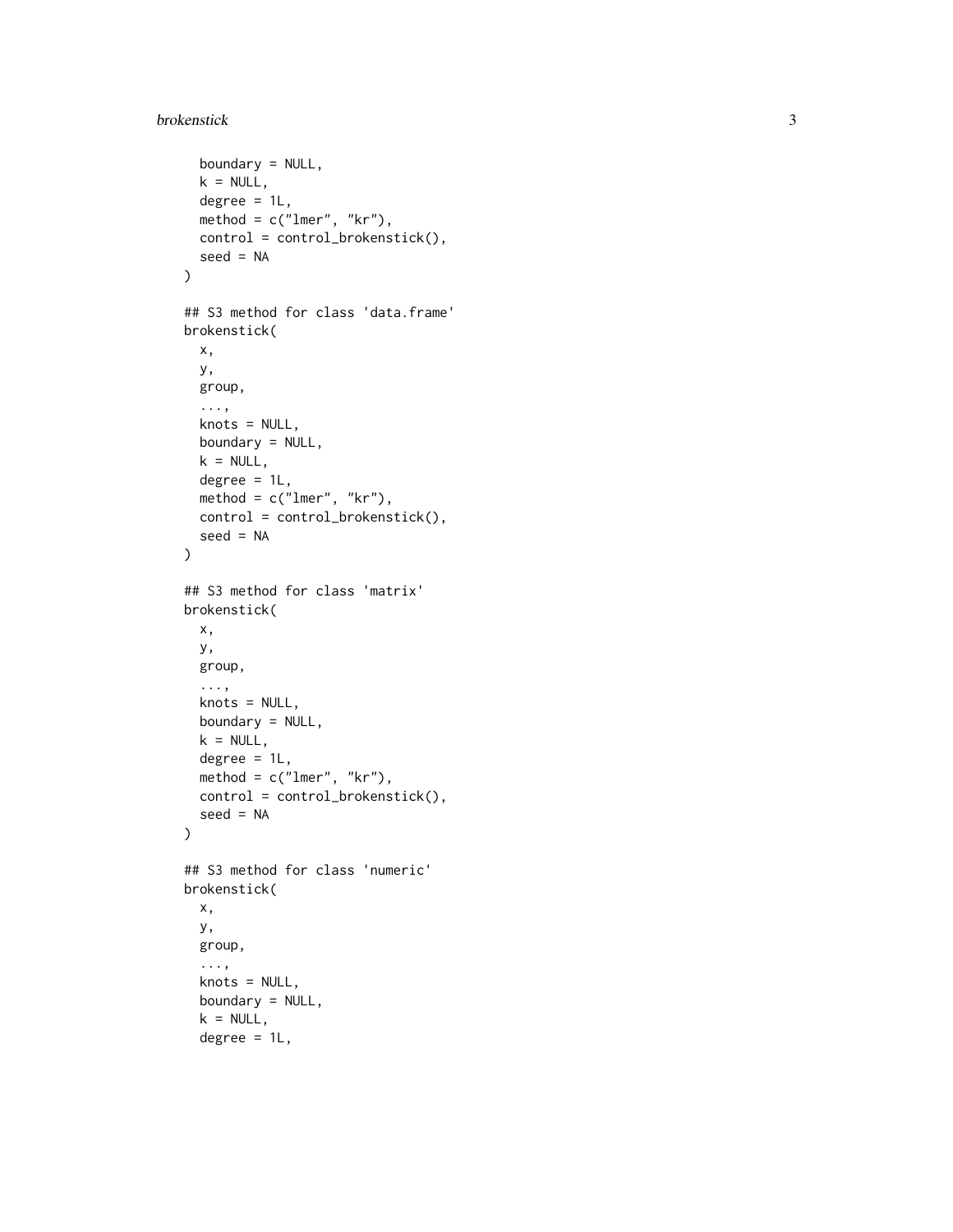```
  boundary = NULL,
  k = NULL,
  degree = 1L,
  method = c("lmer", "kr"),
  control = control_brokenstick(),
  seed = NA
)

## S3 method for class 'data.frame'
brokenstick(
  x,
  y,
  group,
  ...,
  knots = NULL,
  boundary = NULL,
  k = NULL,
  degree = 1L,
  method = c("lmer", "kr"),
  control = control_brokenstick(),
  seed = NA
)

## S3 method for class 'matrix'
brokenstick(
  x,
  y,
  group,
  ...,
  knots = NULL,
  boundary = NULL,
  k = NULL,
  degree = 1L,
  method = c("lmer", "kr"),
  control = control_brokenstick(),
  seed = NA
)

## S3 method for class 'numeric'
brokenstick(
  x,
  y,
  group,
  ...,
  knots = NULL,
  boundary = NULL,
  k = NULL,
  degree = 1L,
```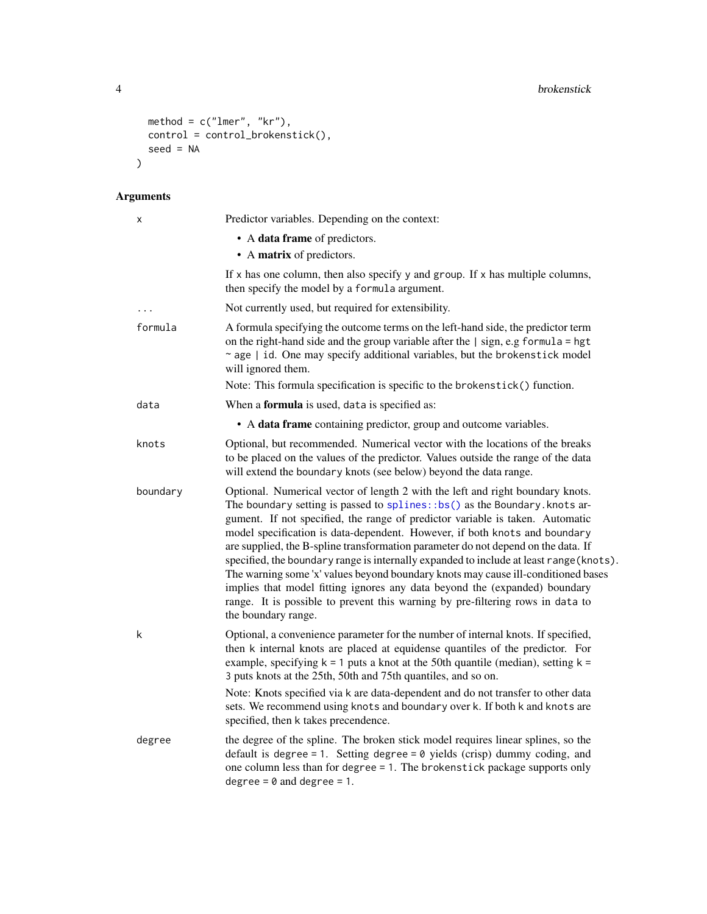```
  method = c("lmer", "kr"),
  control = control_brokenstick(),
  seed = NA
)
```

## Arguments

| Argument | Description |
|---|---|
| x | Predictor variables. Depending on the context:<br>• A **data frame** of predictors.<br>• A **matrix** of predictors.<br>If x has one column, then also specify y and group. If x has multiple columns, then specify the model by a formula argument. |
| ... | Not currently used, but required for extensibility. |
| formula | A formula specifying the outcome terms on the left-hand side, the predictor term on the right-hand side and the group variable after the \| sign, e.g formula = hgt ~ age \| id. One may specify additional variables, but the brokenstick model will ignored them.<br>Note: This formula specification is specific to the brokenstick() function. |
| data | When a **formula** is used, data is specified as:<br>• A **data frame** containing predictor, group and outcome variables. |
| knots | Optional, but recommended. Numerical vector with the locations of the breaks to be placed on the values of the predictor. Values outside the range of the data will extend the boundary knots (see below) beyond the data range. |
| boundary | Optional. Numerical vector of length 2 with the left and right boundary knots. The boundary setting is passed to splines::bs() as the Boundary.knots argument. If not specified, the range of predictor variable is taken. Automatic model specification is data-dependent. However, if both knots and boundary are supplied, the B-spline transformation parameter do not depend on the data. If specified, the boundary range is internally expanded to include at least range(knots). The warning some 'x' values beyond boundary knots may cause ill-conditioned bases implies that model fitting ignores any data beyond the (expanded) boundary range. It is possible to prevent this warning by pre-filtering rows in data to the boundary range. |
| k | Optional, a convenience parameter for the number of internal knots. If specified, then k internal knots are placed at equidense quantiles of the predictor. For example, specifying k = 1 puts a knot at the 50th quantile (median), setting k = 3 puts knots at the 25th, 50th and 75th quantiles, and so on.<br>Note: Knots specified via k are data-dependent and do not transfer to other data sets. We recommend using knots and boundary over k. If both k and knots are specified, then k takes precendence. |
| degree | the degree of the spline. The broken stick model requires linear splines, so the default is degree = 1. Setting degree = 0 yields (crisp) dummy coding, and one column less than for degree = 1. The brokenstick package supports only degree = 0 and degree = 1. |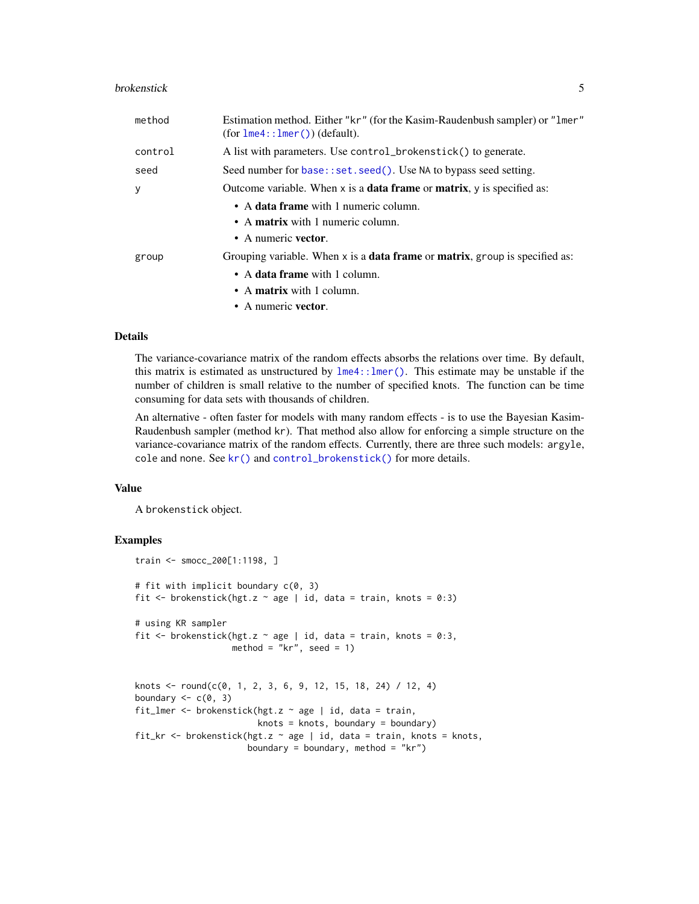| | |
|---|---|
| `method` | Estimation method. Either `"kr"` (for the Kasim-Raudenbush sampler) or `"lmer"` (for `lme4::lmer()`) (default). |
| `control` | A list with parameters. Use `control_brokenstick()` to generate. |
| `seed` | Seed number for `base::set.seed()`. Use `NA` to bypass seed setting. |
| `y` | Outcome variable. When `x` is a **data frame** or **matrix**, `y` is specified as: <br>• A **data frame** with 1 numeric column. <br>• A **matrix** with 1 numeric column. <br>• A numeric **vector**. |
| `group` | Grouping variable. When `x` is a **data frame** or **matrix**, `group` is specified as: <br>• A **data frame** with 1 column. <br>• A **matrix** with 1 column. <br>• A numeric **vector**. |

## Details

The variance-covariance matrix of the random effects absorbs the relations over time. By default, this matrix is estimated as unstructured by `lme4::lmer()`. This estimate may be unstable if the number of children is small relative to the number of specified knots. The function can be time consuming for data sets with thousands of children.

An alternative - often faster for models with many random effects - is to use the Bayesian Kasim-Raudenbush sampler (method `kr`). That method also allow for enforcing a simple structure on the variance-covariance matrix of the random effects. Currently, there are three such models: `argyle`, `cole` and `none`. See `kr()` and `control_brokenstick()` for more details.

## Value

A `brokenstick` object.

## Examples

```
train <- smocc_200[1:1198, ]

# fit with implicit boundary c(0, 3)
fit <- brokenstick(hgt.z ~ age | id, data = train, knots = 0:3)

# using KR sampler
fit <- brokenstick(hgt.z ~ age | id, data = train, knots = 0:3,
                   method = "kr", seed = 1)


knots <- round(c(0, 1, 2, 3, 6, 9, 12, 15, 18, 24) / 12, 4)
boundary <- c(0, 3)
fit_lmer <- brokenstick(hgt.z ~ age | id, data = train,
                        knots = knots, boundary = boundary)
fit_kr <- brokenstick(hgt.z ~ age | id, data = train, knots = knots,
                      boundary = boundary, method = "kr")
```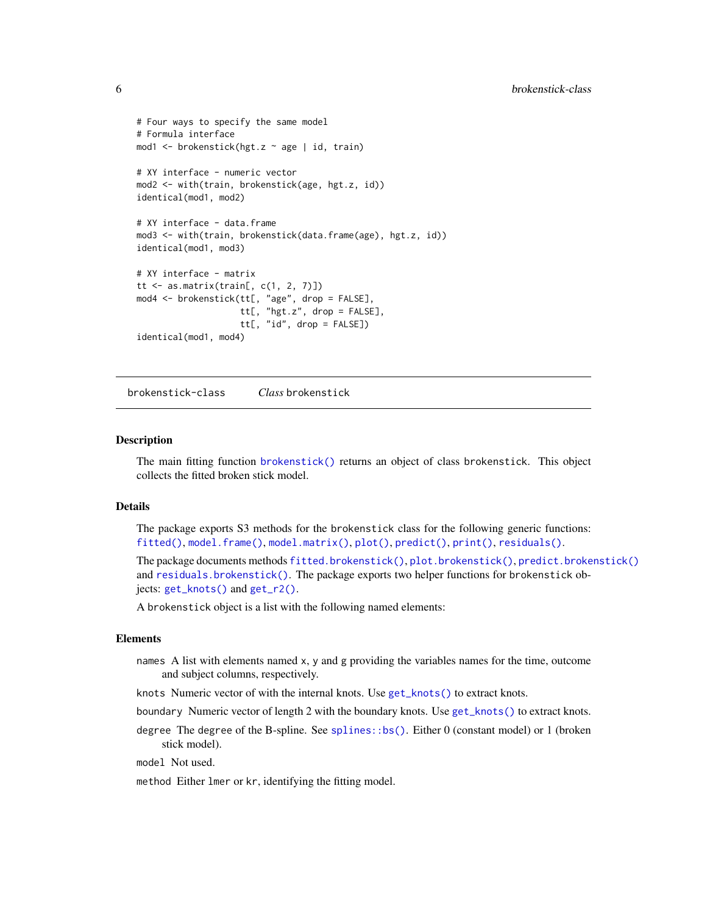```
# Four ways to specify the same model
# Formula interface
mod1 <- brokenstick(hgt.z ~ age | id, train)

# XY interface - numeric vector
mod2 <- with(train, brokenstick(age, hgt.z, id))
identical(mod1, mod2)

# XY interface - data.frame
mod3 <- with(train, brokenstick(data.frame(age), hgt.z, id))
identical(mod1, mod3)

# XY interface - matrix
tt <- as.matrix(train[, c(1, 2, 7)])
mod4 <- brokenstick(tt[, "age", drop = FALSE],
                    tt[, "hgt.z", drop = FALSE],
                    tt[, "id", drop = FALSE])
identical(mod1, mod4)
```

---

## brokenstick-class *Class* brokenstick

### Description

The main fitting function `brokenstick()` returns an object of class `brokenstick`. This object collects the fitted broken stick model.

### Details

The package exports S3 methods for the `brokenstick` class for the following generic functions: `fitted()`, `model.frame()`, `model.matrix()`, `plot()`, `predict()`, `print()`, `residuals()`.

The package documents methods `fitted.brokenstick()`, `plot.brokenstick()`, `predict.brokenstick()` and `residuals.brokenstick()`. The package exports two helper functions for `brokenstick` objects: `get_knots()` and `get_r2()`.

A `brokenstick` object is a list with the following named elements:

### Elements

`names` A list with elements named `x`, `y` and `g` providing the variables names for the time, outcome and subject columns, respectively.

`knots` Numeric vector of with the internal knots. Use `get_knots()` to extract knots.

`boundary` Numeric vector of length 2 with the boundary knots. Use `get_knots()` to extract knots.

`degree` The degree of the B-spline. See `splines::bs()`. Either 0 (constant model) or 1 (broken stick model).

`model` Not used.

`method` Either `lmer` or `kr`, identifying the fitting model.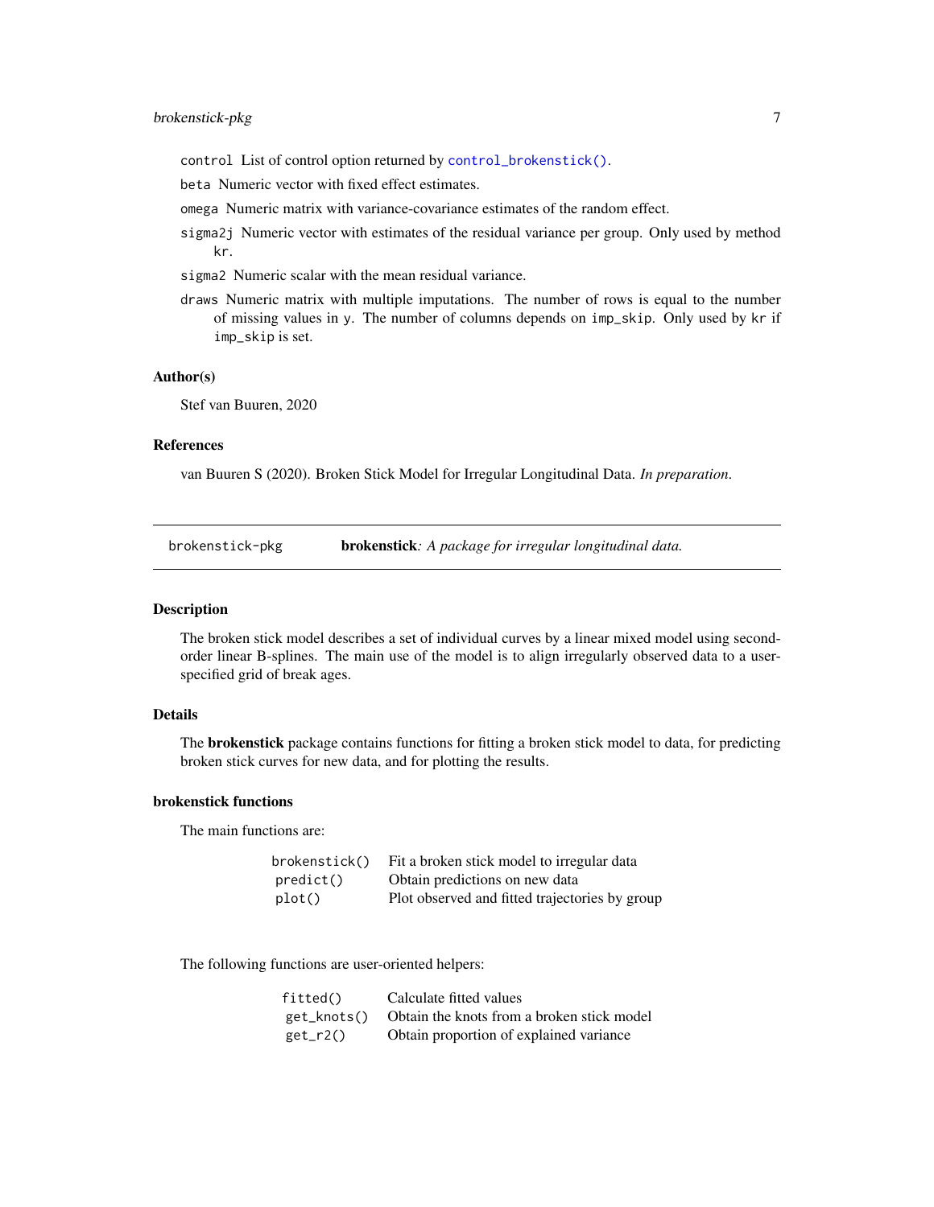control List of control option returned by control_brokenstick().

beta Numeric vector with fixed effect estimates.

omega Numeric matrix with variance-covariance estimates of the random effect.

sigma2j Numeric vector with estimates of the residual variance per group. Only used by method kr.

sigma2 Numeric scalar with the mean residual variance.

draws Numeric matrix with multiple imputations. The number of rows is equal to the number of missing values in y. The number of columns depends on imp_skip. Only used by kr if imp_skip is set.

### Author(s)

Stef van Buuren, 2020

### References

van Buuren S (2020). Broken Stick Model for Irregular Longitudinal Data. *In preparation*.

---

## brokenstick-pkg — **brokenstick***: A package for irregular longitudinal data.*

### Description

The broken stick model describes a set of individual curves by a linear mixed model using second-order linear B-splines. The main use of the model is to align irregularly observed data to a user-specified grid of break ages.

### Details

The **brokenstick** package contains functions for fitting a broken stick model to data, for predicting broken stick curves for new data, and for plotting the results.

### brokenstick functions

The main functions are:

| | |
|---|---|
| brokenstick() | Fit a broken stick model to irregular data |
| predict() | Obtain predictions on new data |
| plot() | Plot observed and fitted trajectories by group |

The following functions are user-oriented helpers:

| | |
|---|---|
| fitted() | Calculate fitted values |
| get_knots() | Obtain the knots from a broken stick model |
| get_r2() | Obtain proportion of explained variance |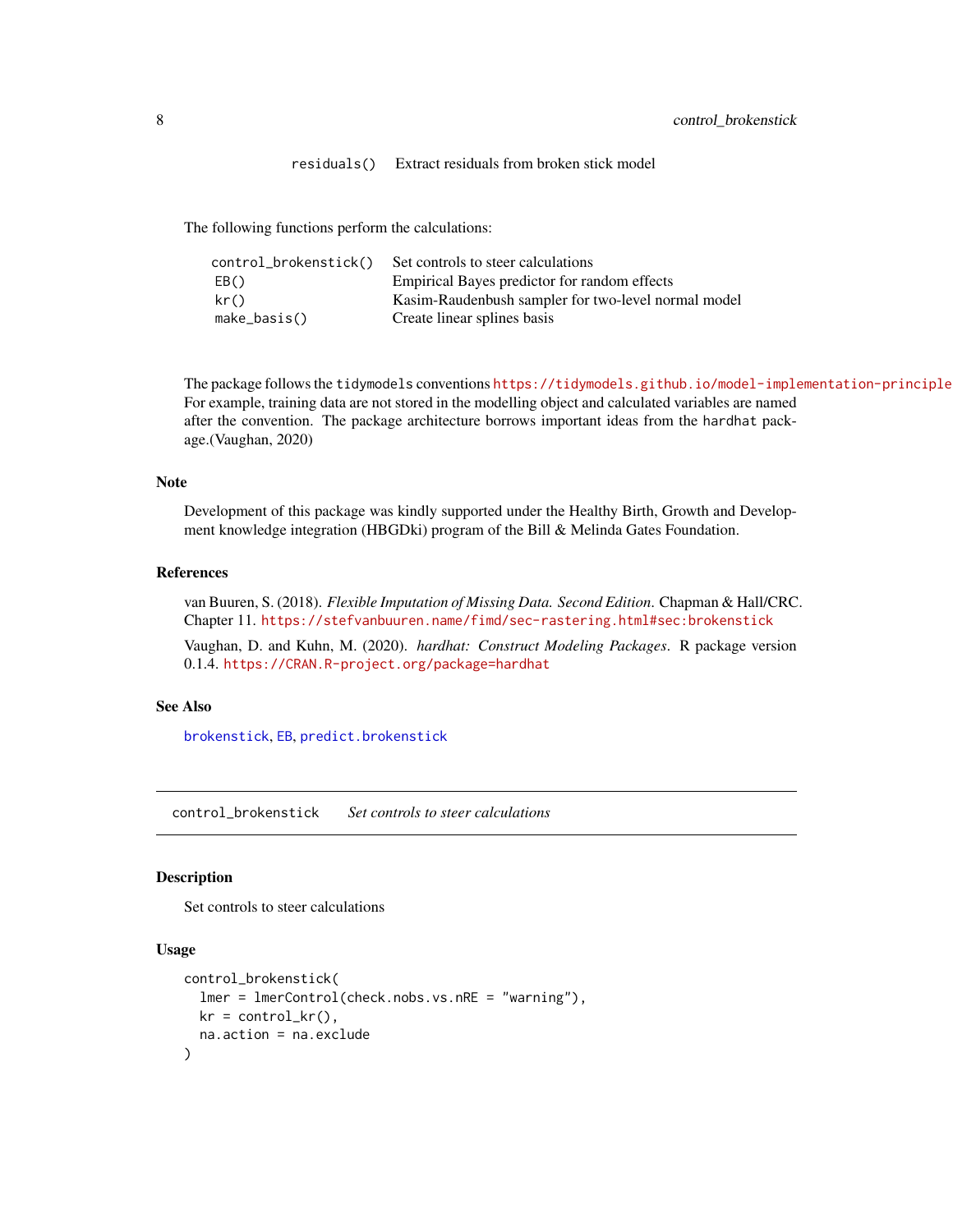| | |
|---|---|
| `residuals()` | Extract residuals from broken stick model |

The following functions perform the calculations:

| | |
|---|---|
| `control_brokenstick()` | Set controls to steer calculations |
| `EB()` | Empirical Bayes predictor for random effects |
| `kr()` | Kasim-Raudenbush sampler for two-level normal model |
| `make_basis()` | Create linear splines basis |

The package follows the `tidymodels` conventions https://tidymodels.github.io/model-implementation-principle For example, training data are not stored in the modelling object and calculated variables are named after the convention. The package architecture borrows important ideas from the `hardhat` package.(Vaughan, 2020)

## Note

Development of this package was kindly supported under the Healthy Birth, Growth and Development knowledge integration (HBGDki) program of the Bill & Melinda Gates Foundation.

## References

van Buuren, S. (2018). *Flexible Imputation of Missing Data. Second Edition*. Chapman & Hall/CRC. Chapter 11. https://stefvanbuuren.name/fimd/sec-rastering.html#sec:brokenstick

Vaughan, D. and Kuhn, M. (2020). *hardhat: Construct Modeling Packages*. R package version 0.1.4. https://CRAN.R-project.org/package=hardhat

## See Also

brokenstick, EB, predict.brokenstick

---

# control_brokenstick *Set controls to steer calculations*

## Description

Set controls to steer calculations

## Usage

```
control_brokenstick(
  lmer = lmerControl(check.nobs.vs.nRE = "warning"),
  kr = control_kr(),
  na.action = na.exclude
)
```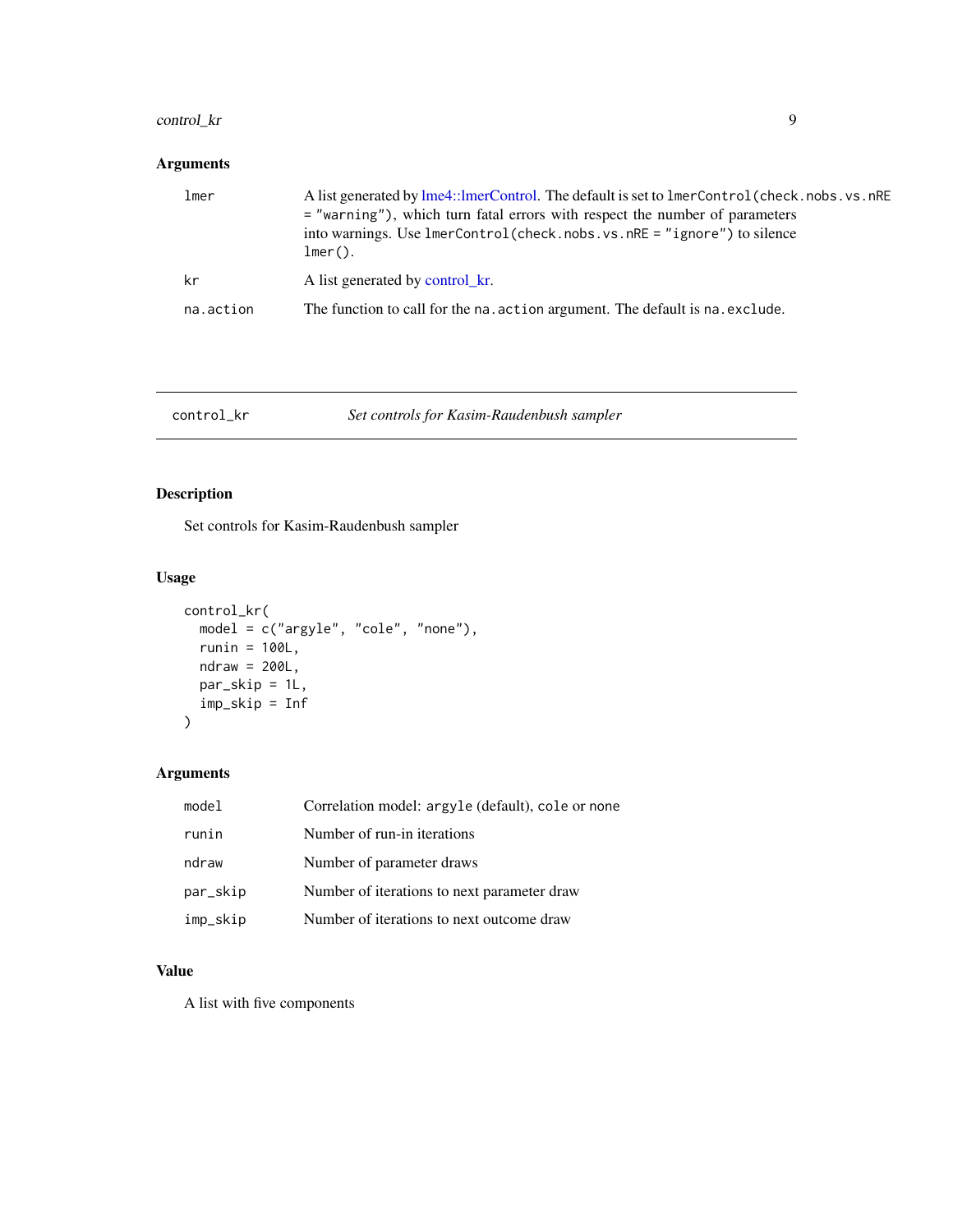## Arguments

| | |
|---|---|
| `lmer` | A list generated by lme4::lmerControl. The default is set to `lmerControl(check.nobs.vs.nRE = "warning")`, which turn fatal errors with respect the number of parameters into warnings. Use `lmerControl(check.nobs.vs.nRE = "ignore")` to silence `lmer()`. |
| `kr` | A list generated by control_kr. |
| `na.action` | The function to call for the `na.action` argument. The default is `na.exclude`. |

---

# control_kr — *Set controls for Kasim-Raudenbush sampler*

## Description

Set controls for Kasim-Raudenbush sampler

## Usage

```
control_kr(
  model = c("argyle", "cole", "none"),
  runin = 100L,
  ndraw = 200L,
  par_skip = 1L,
  imp_skip = Inf
)
```

## Arguments

| | |
|---|---|
| `model` | Correlation model: `argyle` (default), `cole` or `none` |
| `runin` | Number of run-in iterations |
| `ndraw` | Number of parameter draws |
| `par_skip` | Number of iterations to next parameter draw |
| `imp_skip` | Number of iterations to next outcome draw |

## Value

A list with five components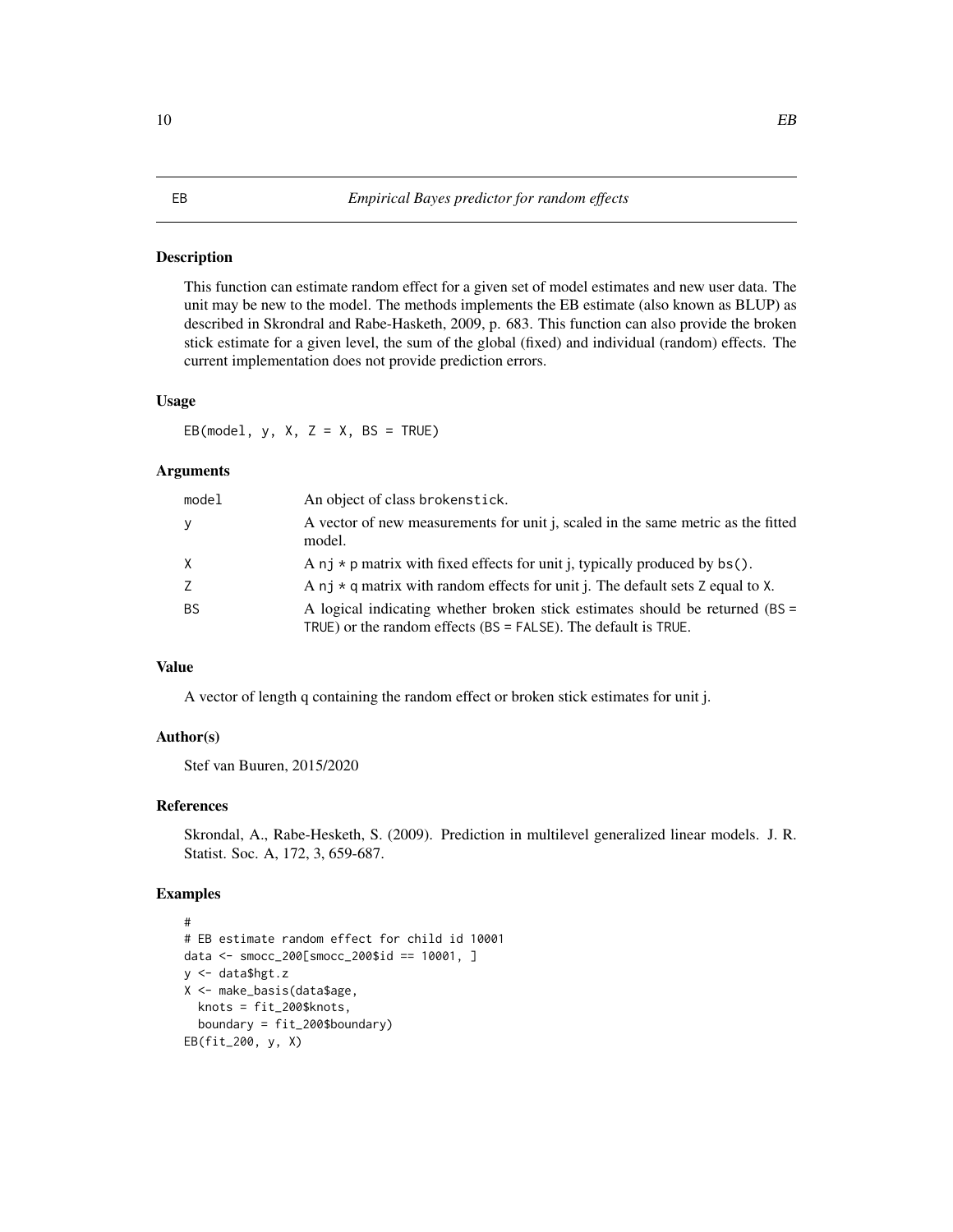# EB — *Empirical Bayes predictor for random effects*

## Description

This function can estimate random effect for a given set of model estimates and new user data. The unit may be new to the model. The methods implements the EB estimate (also known as BLUP) as described in Skrondral and Rabe-Hasketh, 2009, p. 683. This function can also provide the broken stick estimate for a given level, the sum of the global (fixed) and individual (random) effects. The current implementation does not provide prediction errors.

## Usage

```
EB(model, y, X, Z = X, BS = TRUE)
```

## Arguments

| | |
|---|---|
| `model` | An object of class `brokenstick`. |
| `y` | A vector of new measurements for unit j, scaled in the same metric as the fitted model. |
| `X` | A `nj * p` matrix with fixed effects for unit j, typically produced by `bs()`. |
| `Z` | A `nj * q` matrix with random effects for unit j. The default sets `Z` equal to `X`. |
| `BS` | A logical indicating whether broken stick estimates should be returned (`BS = TRUE`) or the random effects (`BS = FALSE`). The default is `TRUE`. |

## Value

A vector of length q containing the random effect or broken stick estimates for unit j.

## Author(s)

Stef van Buuren, 2015/2020

## References

Skrondal, A., Rabe-Hesketh, S. (2009). Prediction in multilevel generalized linear models. J. R. Statist. Soc. A, 172, 3, 659-687.

## Examples

```
#
# EB estimate random effect for child id 10001
data <- smocc_200[smocc_200$id == 10001, ]
y <- data$hgt.z
X <- make_basis(data$age,
  knots = fit_200$knots,
  boundary = fit_200$boundary)
EB(fit_200, y, X)
```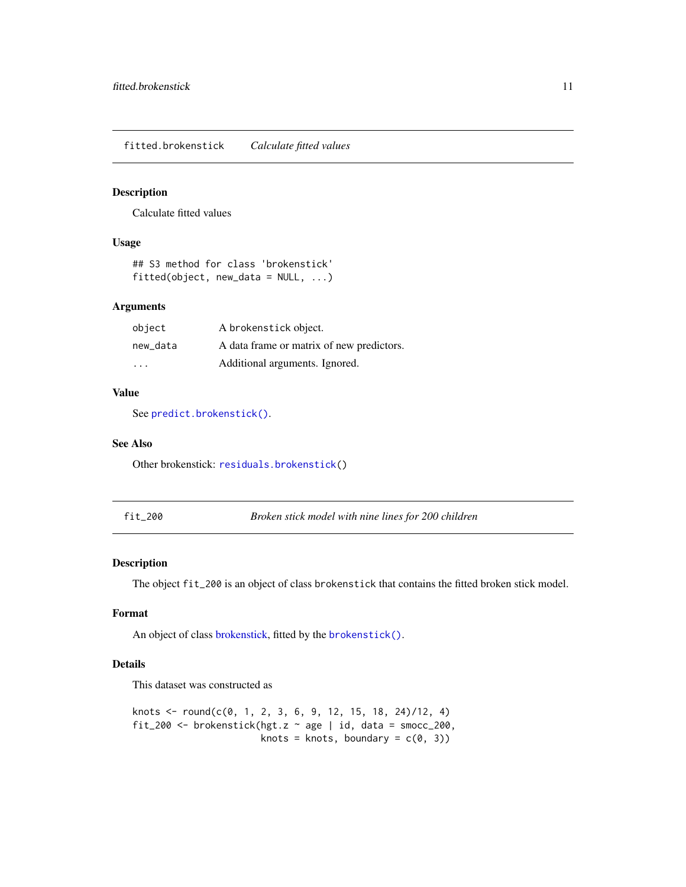## fitted.brokenstick — *Calculate fitted values*

### Description

Calculate fitted values

### Usage

```
## S3 method for class 'brokenstick'
fitted(object, new_data = NULL, ...)
```

### Arguments

| | |
|---|---|
| `object` | A brokenstick object. |
| `new_data` | A data frame or matrix of new predictors. |
| `...` | Additional arguments. Ignored. |

### Value

See `predict.brokenstick()`.

### See Also

Other brokenstick: `residuals.brokenstick()`

## fit_200 — *Broken stick model with nine lines for 200 children*

### Description

The object `fit_200` is an object of class `brokenstick` that contains the fitted broken stick model.

### Format

An object of class brokenstick, fitted by the `brokenstick()`.

### Details

This dataset was constructed as

```
knots <- round(c(0, 1, 2, 3, 6, 9, 12, 15, 18, 24)/12, 4)
fit_200 <- brokenstick(hgt.z ~ age | id, data = smocc_200,
                       knots = knots, boundary = c(0, 3))
```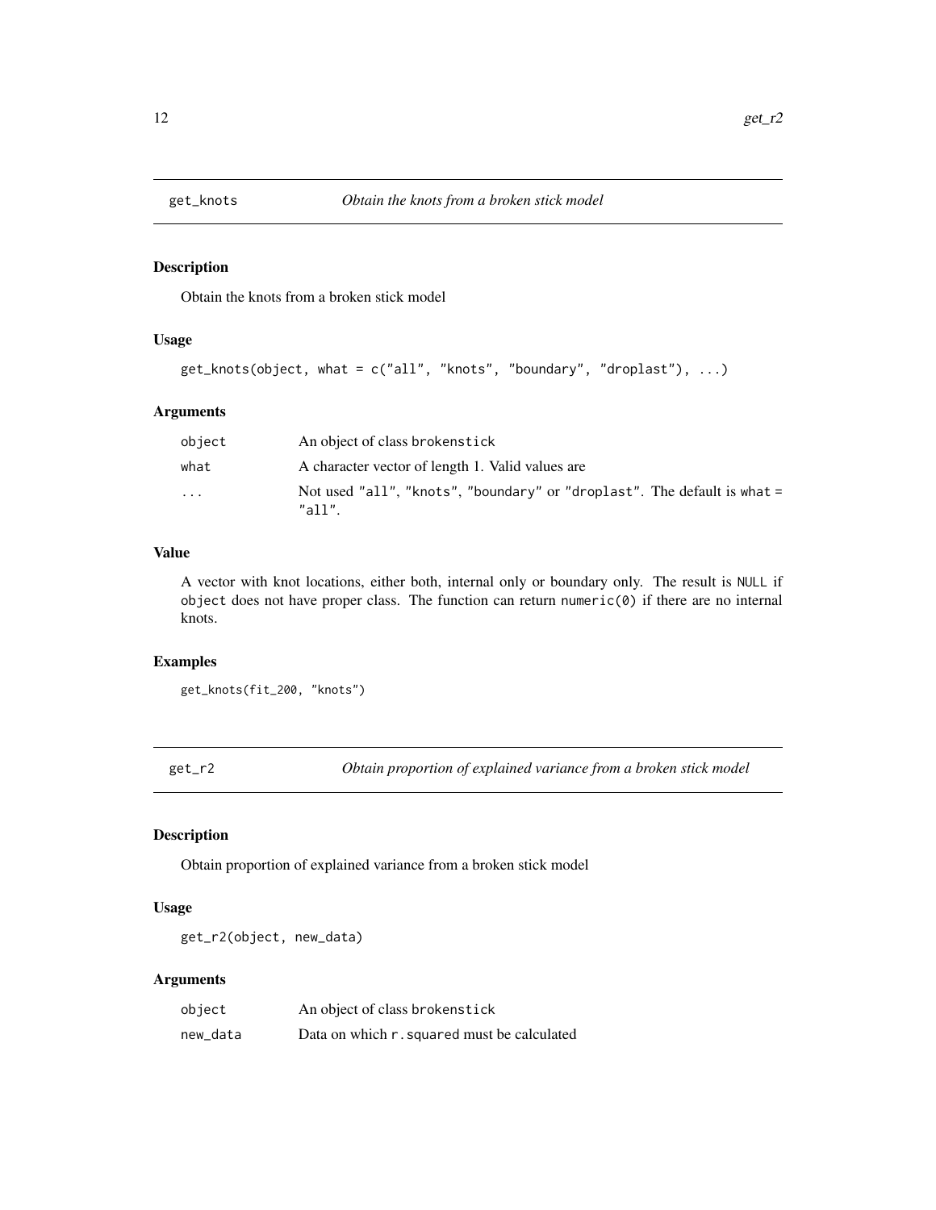## get_knots — *Obtain the knots from a broken stick model*

### Description

Obtain the knots from a broken stick model

### Usage

```
get_knots(object, what = c("all", "knots", "boundary", "droplast"), ...)
```

### Arguments

| | |
|---|---|
| `object` | An object of class `brokenstick` |
| `what` | A character vector of length 1. Valid values are |
| `...` | Not used `"all"`, `"knots"`, `"boundary"` or `"droplast"`. The default is `what = "all"`. |

### Value

A vector with knot locations, either both, internal only or boundary only. The result is `NULL` if `object` does not have proper class. The function can return `numeric(0)` if there are no internal knots.

### Examples

```
get_knots(fit_200, "knots")
```

## get_r2 — *Obtain proportion of explained variance from a broken stick model*

### Description

Obtain proportion of explained variance from a broken stick model

### Usage

```
get_r2(object, new_data)
```

### Arguments

| | |
|---|---|
| `object` | An object of class `brokenstick` |
| `new_data` | Data on which `r.squared` must be calculated |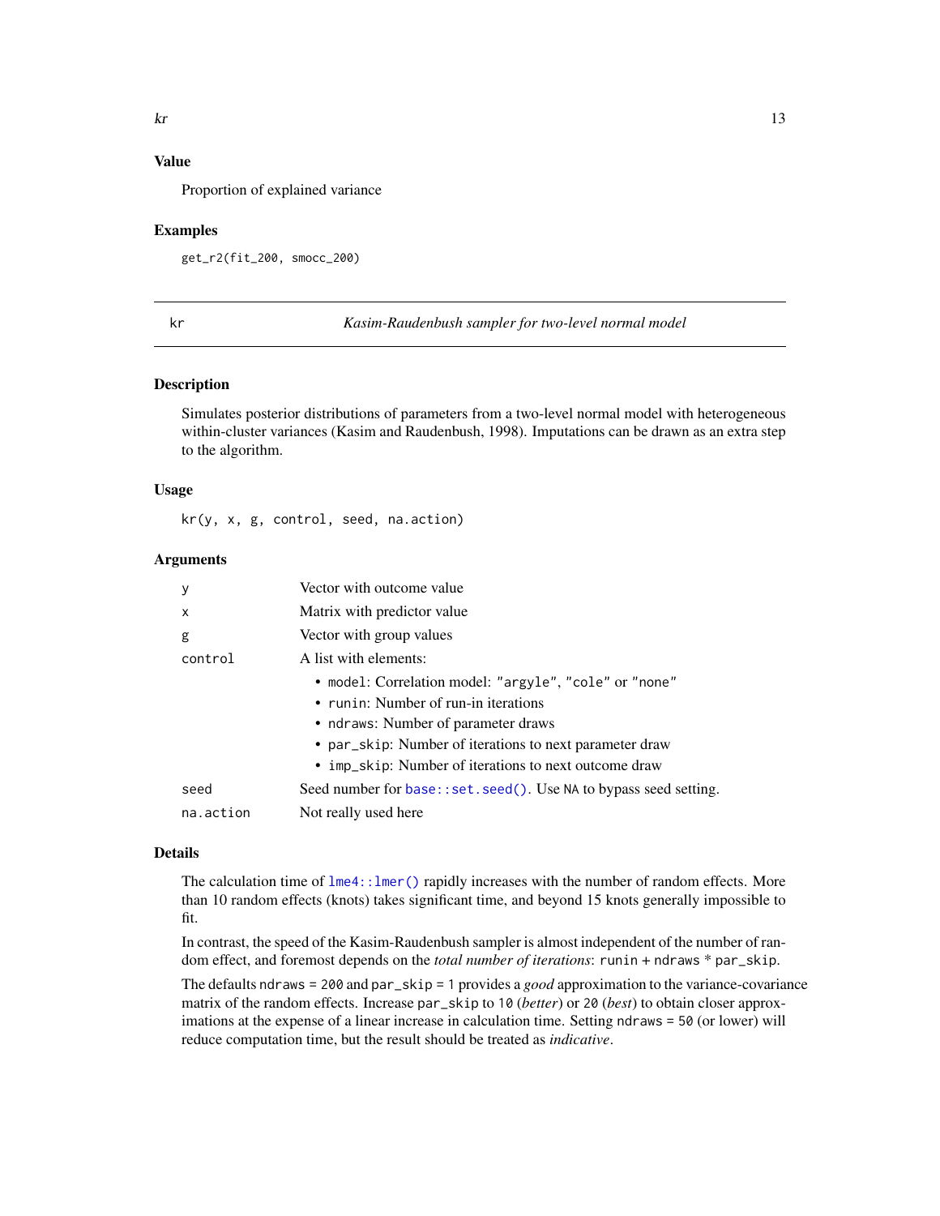## Value

Proportion of explained variance

## Examples

```
get_r2(fit_200, smocc_200)
```

---

# kr — *Kasim-Raudenbush sampler for two-level normal model*

## Description

Simulates posterior distributions of parameters from a two-level normal model with heterogeneous within-cluster variances (Kasim and Raudenbush, 1998). Imputations can be drawn as an extra step to the algorithm.

## Usage

```
kr(y, x, g, control, seed, na.action)
```

## Arguments

| Argument | Description |
| --- | --- |
| `y` | Vector with outcome value |
| `x` | Matrix with predictor value |
| `g` | Vector with group values |
| `control` | A list with elements: <br>• `model`: Correlation model: `"argyle"`, `"cole"` or `"none"` <br>• `runin`: Number of run-in iterations <br>• `ndraws`: Number of parameter draws <br>• `par_skip`: Number of iterations to next parameter draw <br>• `imp_skip`: Number of iterations to next outcome draw |
| `seed` | Seed number for `base::set.seed()`. Use `NA` to bypass seed setting. |
| `na.action` | Not really used here |

## Details

The calculation time of `lme4::lmer()` rapidly increases with the number of random effects. More than 10 random effects (knots) takes significant time, and beyond 15 knots generally impossible to fit.

In contrast, the speed of the Kasim-Raudenbush sampler is almost independent of the number of random effect, and foremost depends on the *total number of iterations*: `runin + ndraws * par_skip`.

The defaults `ndraws = 200` and `par_skip = 1` provides a *good* approximation to the variance-covariance matrix of the random effects. Increase `par_skip` to `10` (*better*) or `20` (*best*) to obtain closer approximations at the expense of a linear increase in calculation time. Setting `ndraws = 50` (or lower) will reduce computation time, but the result should be treated as *indicative*.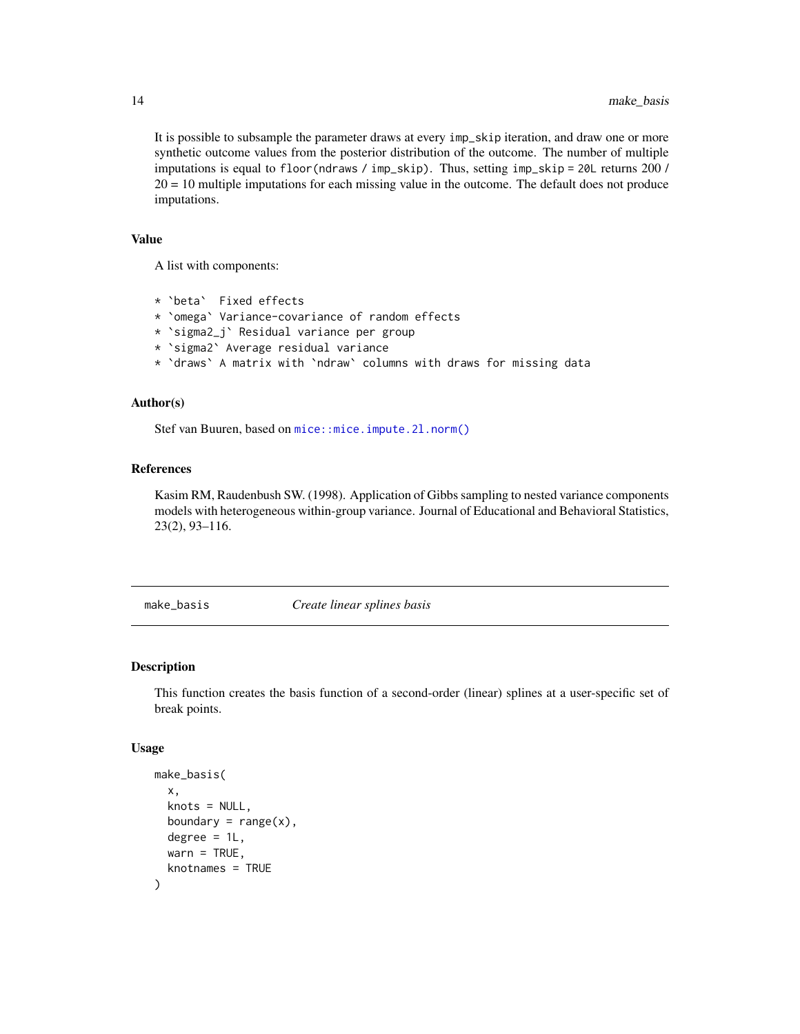It is possible to subsample the parameter draws at every `imp_skip` iteration, and draw one or more synthetic outcome values from the posterior distribution of the outcome. The number of multiple imputations is equal to `floor(ndraws / imp_skip)`. Thus, setting `imp_skip = 20L` returns 200 / 20 = 10 multiple imputations for each missing value in the outcome. The default does not produce imputations.

### Value

A list with components:

```
* `beta`  Fixed effects
* `omega` Variance-covariance of random effects
* `sigma2_j` Residual variance per group
* `sigma2` Average residual variance
* `draws` A matrix with `ndraw` columns with draws for missing data
```

### Author(s)

Stef van Buuren, based on `mice::mice.impute.2l.norm()`

### References

Kasim RM, Raudenbush SW. (1998). Application of Gibbs sampling to nested variance components models with heterogeneous within-group variance. Journal of Educational and Behavioral Statistics, 23(2), 93–116.

---

## make_basis — *Create linear splines basis*

### Description

This function creates the basis function of a second-order (linear) splines at a user-specific set of break points.

### Usage

```
make_basis(
  x,
  knots = NULL,
  boundary = range(x),
  degree = 1L,
  warn = TRUE,
  knotnames = TRUE
)
```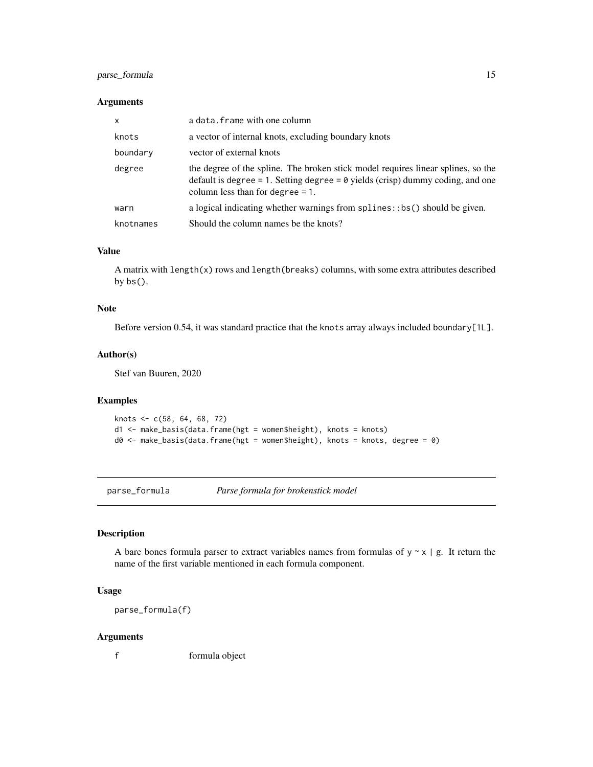### Arguments

| | |
|---|---|
| `x` | a `data.frame` with one column |
| `knots` | a vector of internal knots, excluding boundary knots |
| `boundary` | vector of external knots |
| `degree` | the degree of the spline. The broken stick model requires linear splines, so the default is `degree = 1`. Setting `degree = 0` yields (crisp) dummy coding, and one column less than for `degree = 1`. |
| `warn` | a logical indicating whether warnings from `splines::bs()` should be given. |
| `knotnames` | Should the column names be the knots? |

### Value

A matrix with `length(x)` rows and `length(breaks)` columns, with some extra attributes described by `bs()`.

### Note

Before version 0.54, it was standard practice that the `knots` array always included `boundary[1L]`.

### Author(s)

Stef van Buuren, 2020

### Examples

```
knots <- c(58, 64, 68, 72)
d1 <- make_basis(data.frame(hgt = women$height), knots = knots)
d0 <- make_basis(data.frame(hgt = women$height), knots = knots, degree = 0)
```

---

## `parse_formula` *Parse formula for brokenstick model*

### Description

A bare bones formula parser to extract variables names from formulas of `y ~ x | g`. It return the name of the first variable mentioned in each formula component.

### Usage

```
parse_formula(f)
```

### Arguments

| | |
|---|---|
| `f` | formula object |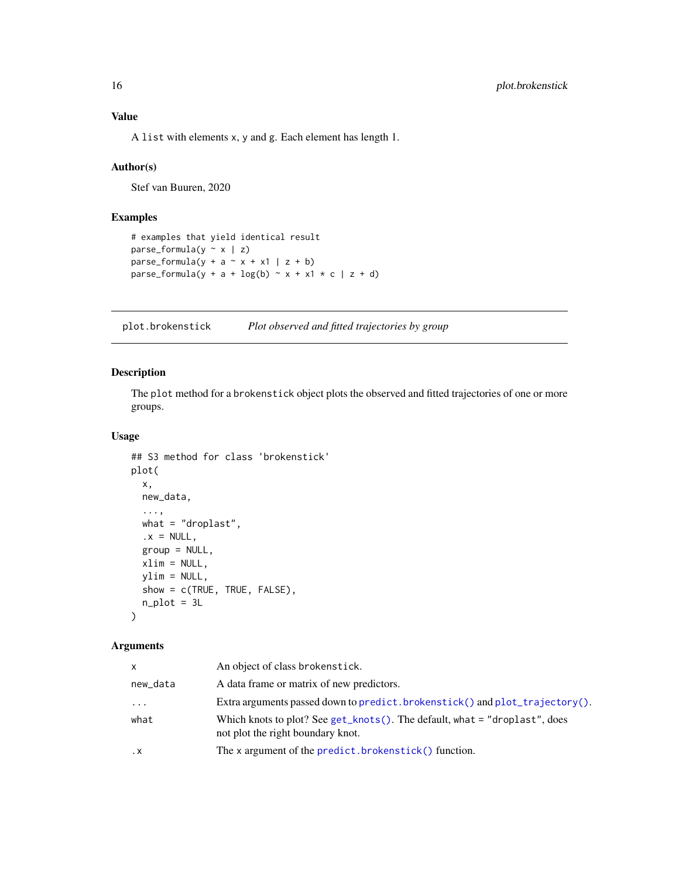### Value

A `list` with elements x, y and g. Each element has length 1.

### Author(s)

Stef van Buuren, 2020

### Examples

```
# examples that yield identical result
parse_formula(y ~ x | z)
parse_formula(y + a ~ x + x1 | z + b)
parse_formula(y + a + log(b) ~ x + x1 * c | z + d)
```

---

## plot.brokenstick — *Plot observed and fitted trajectories by group*

### Description

The `plot` method for a `brokenstick` object plots the observed and fitted trajectories of one or more groups.

### Usage

```
## S3 method for class 'brokenstick'
plot(
  x,
  new_data,
  ...,
  what = "droplast",
  .x = NULL,
  group = NULL,
  xlim = NULL,
  ylim = NULL,
  show = c(TRUE, TRUE, FALSE),
  n_plot = 3L
)
```

### Arguments

| | |
|---|---|
| `x` | An object of class `brokenstick`. |
| `new_data` | A data frame or matrix of new predictors. |
| `...` | Extra arguments passed down to `predict.brokenstick()` and `plot_trajectory()`. |
| `what` | Which knots to plot? See `get_knots()`. The default, `what = "droplast"`, does not plot the right boundary knot. |
| `.x` | The `x` argument of the `predict.brokenstick()` function. |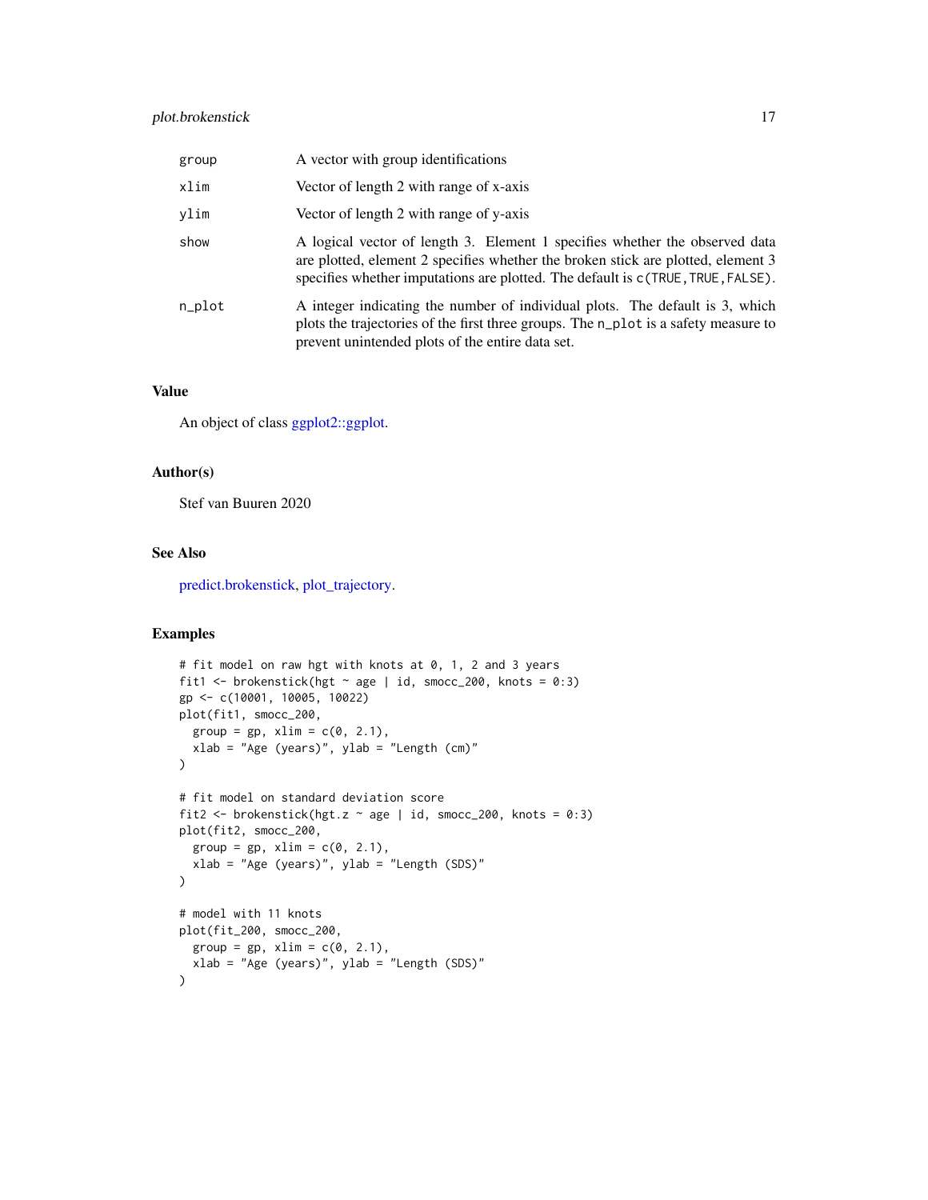| | |
|---|---|
| group | A vector with group identifications |
| xlim | Vector of length 2 with range of x-axis |
| ylim | Vector of length 2 with range of y-axis |
| show | A logical vector of length 3. Element 1 specifies whether the observed data are plotted, element 2 specifies whether the broken stick are plotted, element 3 specifies whether imputations are plotted. The default is `c(TRUE,TRUE,FALSE)`. |
| n_plot | A integer indicating the number of individual plots. The default is 3, which plots the trajectories of the first three groups. The `n_plot` is a safety measure to prevent unintended plots of the entire data set. |

## Value

An object of class ggplot2::ggplot.

## Author(s)

Stef van Buuren 2020

## See Also

predict.brokenstick, plot_trajectory.

## Examples

```
# fit model on raw hgt with knots at 0, 1, 2 and 3 years
fit1 <- brokenstick(hgt ~ age | id, smocc_200, knots = 0:3)
gp <- c(10001, 10005, 10022)
plot(fit1, smocc_200,
  group = gp, xlim = c(0, 2.1),
  xlab = "Age (years)", ylab = "Length (cm)"
)

# fit model on standard deviation score
fit2 <- brokenstick(hgt.z ~ age | id, smocc_200, knots = 0:3)
plot(fit2, smocc_200,
  group = gp, xlim = c(0, 2.1),
  xlab = "Age (years)", ylab = "Length (SDS)"
)

# model with 11 knots
plot(fit_200, smocc_200,
  group = gp, xlim = c(0, 2.1),
  xlab = "Age (years)", ylab = "Length (SDS)"
)
```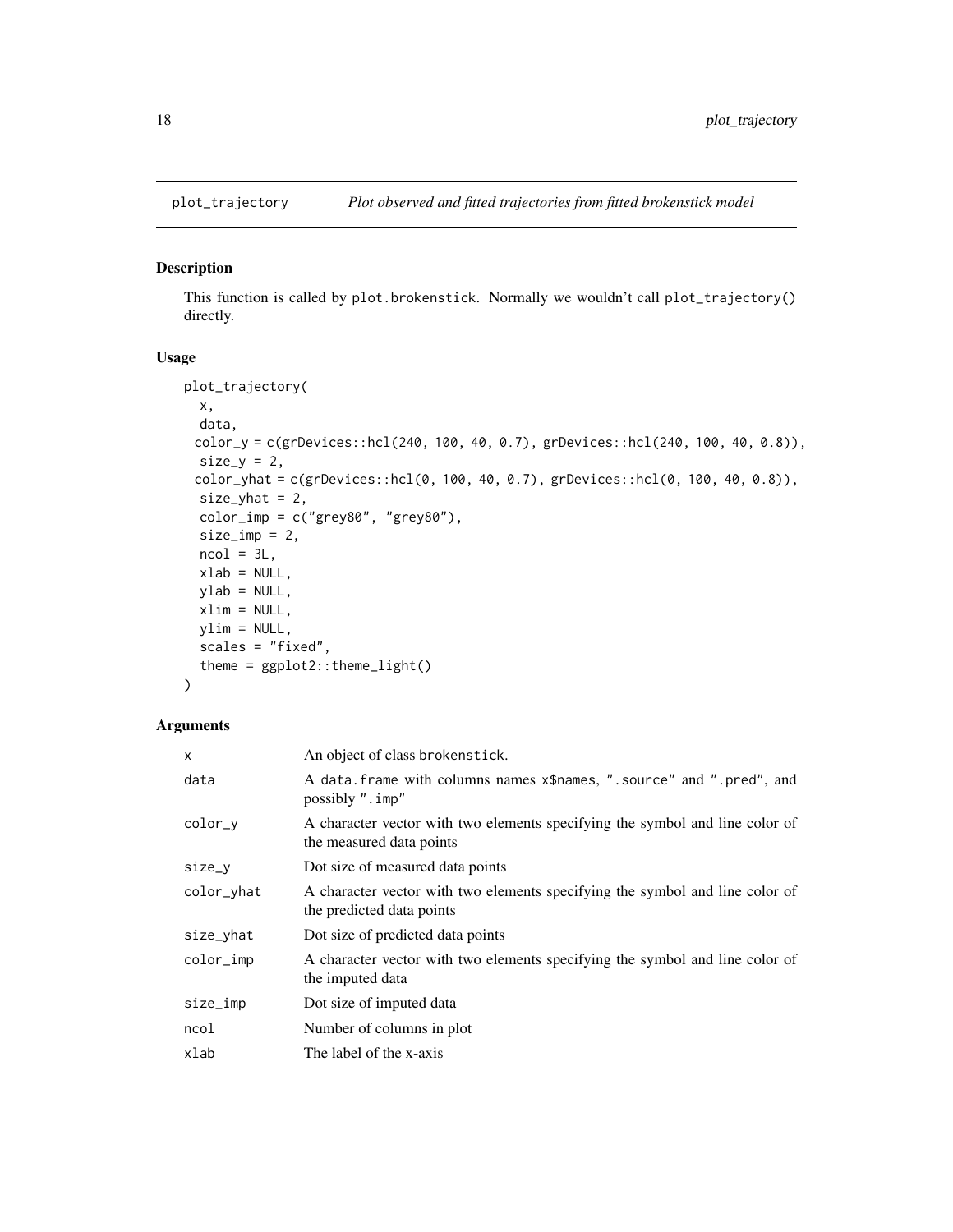## plot_trajectory — *Plot observed and fitted trajectories from fitted brokenstick model*

### Description

This function is called by plot.brokenstick. Normally we wouldn't call plot_trajectory() directly.

### Usage

```
plot_trajectory(
  x,
  data,
  color_y = c(grDevices::hcl(240, 100, 40, 0.7), grDevices::hcl(240, 100, 40, 0.8)),
  size_y = 2,
  color_yhat = c(grDevices::hcl(0, 100, 40, 0.7), grDevices::hcl(0, 100, 40, 0.8)),
  size_yhat = 2,
  color_imp = c("grey80", "grey80"),
  size_imp = 2,
  ncol = 3L,
  xlab = NULL,
  ylab = NULL,
  xlim = NULL,
  ylim = NULL,
  scales = "fixed",
  theme = ggplot2::theme_light()
)
```

### Arguments

| | |
|---|---|
| x | An object of class brokenstick. |
| data | A data.frame with columns names x$names, ".source" and ".pred", and possibly ".imp" |
| color_y | A character vector with two elements specifying the symbol and line color of the measured data points |
| size_y | Dot size of measured data points |
| color_yhat | A character vector with two elements specifying the symbol and line color of the predicted data points |
| size_yhat | Dot size of predicted data points |
| color_imp | A character vector with two elements specifying the symbol and line color of the imputed data |
| size_imp | Dot size of imputed data |
| ncol | Number of columns in plot |
| xlab | The label of the x-axis |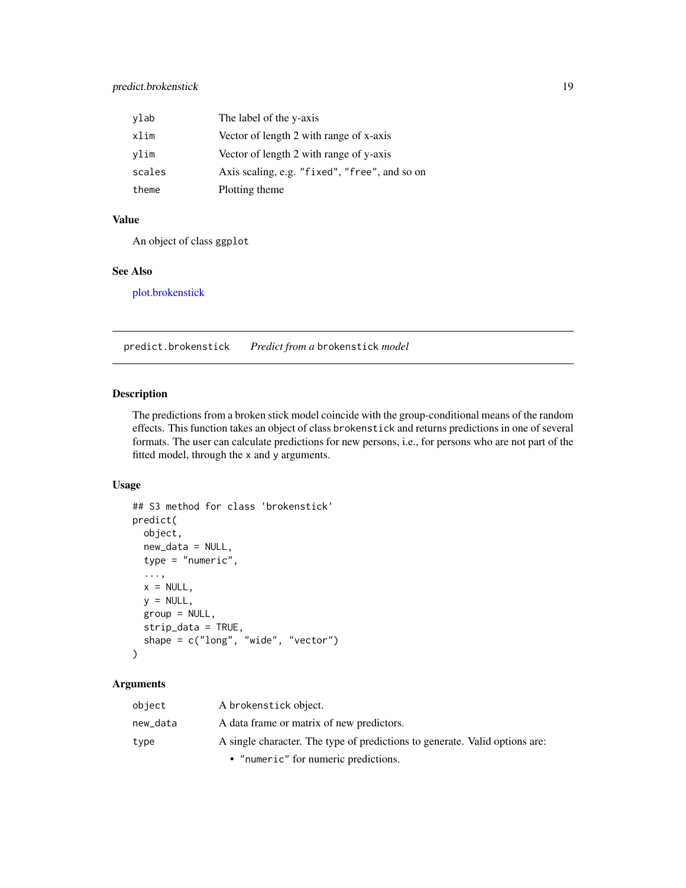| | |
|---|---|
| ylab | The label of the y-axis |
| xlim | Vector of length 2 with range of x-axis |
| ylim | Vector of length 2 with range of y-axis |
| scales | Axis scaling, e.g. "fixed", "free", and so on |
| theme | Plotting theme |

### Value

An object of class ggplot

### See Also

plot.brokenstick

---

## predict.brokenstick    *Predict from a* brokenstick *model*

### Description

The predictions from a broken stick model coincide with the group-conditional means of the random effects. This function takes an object of class brokenstick and returns predictions in one of several formats. The user can calculate predictions for new persons, i.e., for persons who are not part of the fitted model, through the x and y arguments.

### Usage

```
## S3 method for class 'brokenstick'
predict(
  object,
  new_data = NULL,
  type = "numeric",
  ...,
  x = NULL,
  y = NULL,
  group = NULL,
  strip_data = TRUE,
  shape = c("long", "wide", "vector")
)
```

### Arguments

| | |
|---|---|
| object | A brokenstick object. |
| new_data | A data frame or matrix of new predictors. |
| type | A single character. The type of predictions to generate. Valid options are: <br>• "numeric" for numeric predictions. |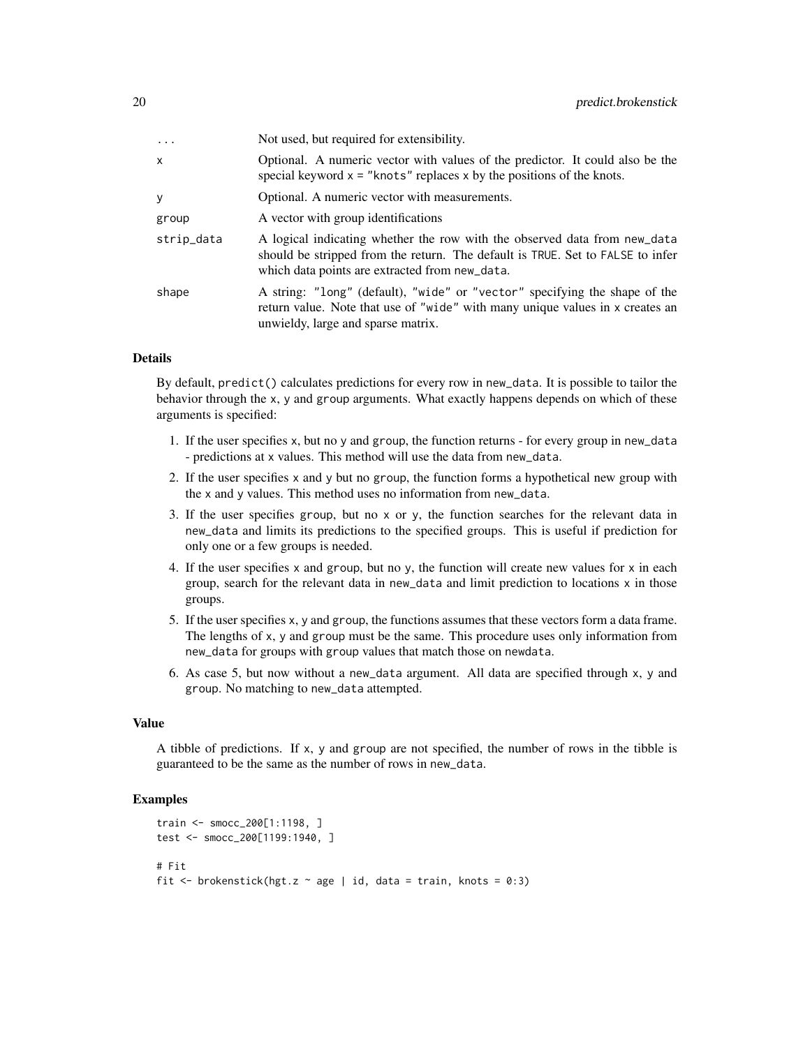| | |
|---|---|
| `...` | Not used, but required for extensibility. |
| `x` | Optional. A numeric vector with values of the predictor. It could also be the special keyword `x = "knots"` replaces `x` by the positions of the knots. |
| `y` | Optional. A numeric vector with measurements. |
| `group` | A vector with group identifications |
| `strip_data` | A logical indicating whether the row with the observed data from `new_data` should be stripped from the return. The default is `TRUE`. Set to `FALSE` to infer which data points are extracted from `new_data`. |
| `shape` | A string: `"long"` (default), `"wide"` or `"vector"` specifying the shape of the return value. Note that use of `"wide"` with many unique values in `x` creates an unwieldy, large and sparse matrix. |

### Details

By default, `predict()` calculates predictions for every row in `new_data`. It is possible to tailor the behavior through the `x`, `y` and `group` arguments. What exactly happens depends on which of these arguments is specified:

1. If the user specifies `x`, but no `y` and `group`, the function returns - for every group in `new_data` - predictions at `x` values. This method will use the data from `new_data`.
2. If the user specifies `x` and `y` but no `group`, the function forms a hypothetical new group with the `x` and `y` values. This method uses no information from `new_data`.
3. If the user specifies `group`, but no `x` or `y`, the function searches for the relevant data in `new_data` and limits its predictions to the specified groups. This is useful if prediction for only one or a few groups is needed.
4. If the user specifies `x` and `group`, but no `y`, the function will create new values for `x` in each group, search for the relevant data in `new_data` and limit prediction to locations `x` in those groups.
5. If the user specifies `x`, `y` and `group`, the functions assumes that these vectors form a data frame. The lengths of `x`, `y` and `group` must be the same. This procedure uses only information from `new_data` for groups with `group` values that match those on `newdata`.
6. As case 5, but now without a `new_data` argument. All data are specified through `x`, `y` and `group`. No matching to `new_data` attempted.

### Value

A tibble of predictions. If `x`, `y` and `group` are not specified, the number of rows in the tibble is guaranteed to be the same as the number of rows in `new_data`.

### Examples

```
train <- smocc_200[1:1198, ]
test <- smocc_200[1199:1940, ]

# Fit
fit <- brokenstick(hgt.z ~ age | id, data = train, knots = 0:3)
```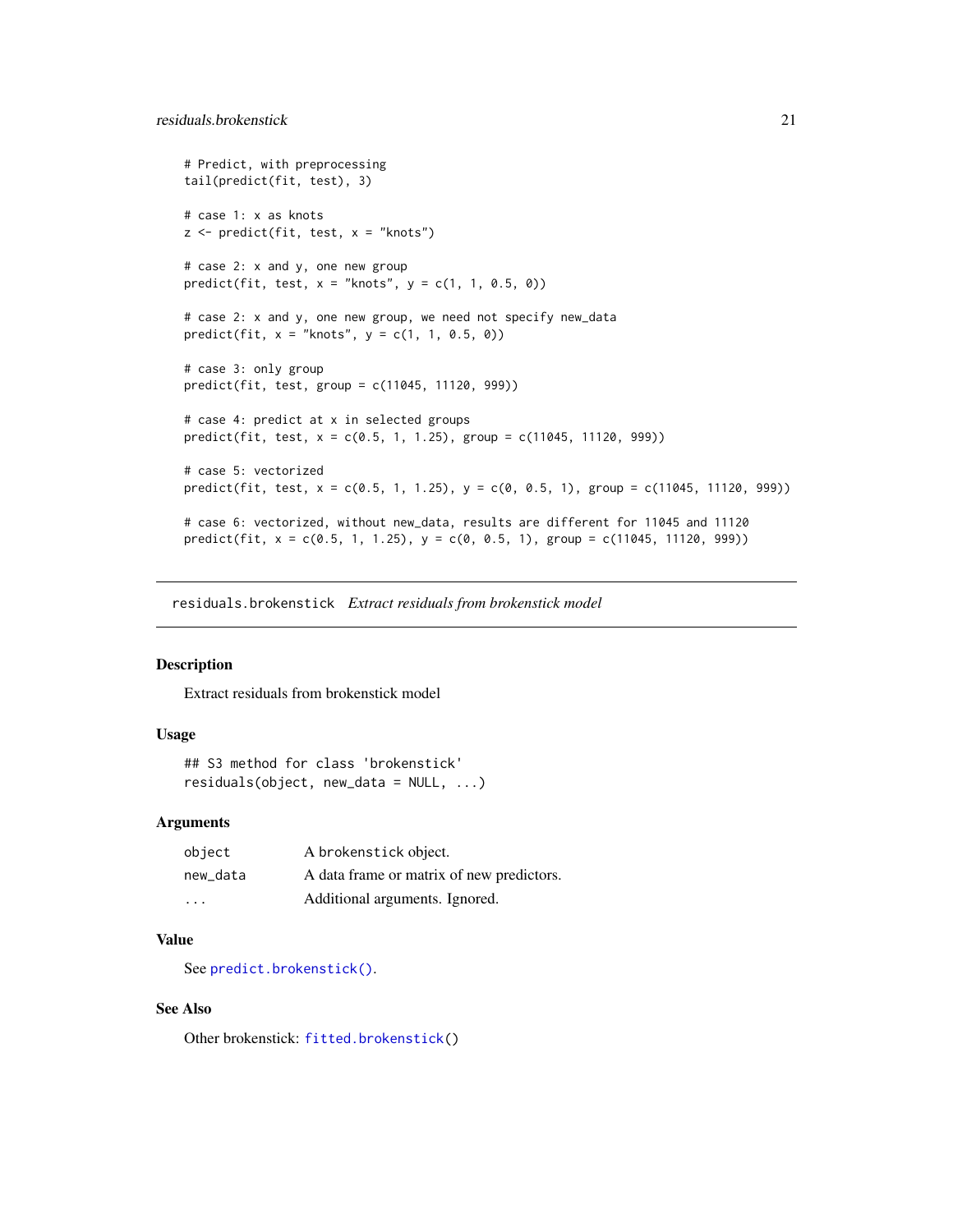```
# Predict, with preprocessing
tail(predict(fit, test), 3)

# case 1: x as knots
z <- predict(fit, test, x = "knots")

# case 2: x and y, one new group
predict(fit, test, x = "knots", y = c(1, 1, 0.5, 0))

# case 2: x and y, one new group, we need not specify new_data
predict(fit, x = "knots", y = c(1, 1, 0.5, 0))

# case 3: only group
predict(fit, test, group = c(11045, 11120, 999))

# case 4: predict at x in selected groups
predict(fit, test, x = c(0.5, 1, 1.25), group = c(11045, 11120, 999))

# case 5: vectorized
predict(fit, test, x = c(0.5, 1, 1.25), y = c(0, 0.5, 1), group = c(11045, 11120, 999))

# case 6: vectorized, without new_data, results are different for 11045 and 11120
predict(fit, x = c(0.5, 1, 1.25), y = c(0, 0.5, 1), group = c(11045, 11120, 999))
```

## residuals.brokenstick *Extract residuals from brokenstick model*

### Description

Extract residuals from brokenstick model

### Usage

```
## S3 method for class 'brokenstick'
residuals(object, new_data = NULL, ...)
```

### Arguments

| | |
|---|---|
| object | A brokenstick object. |
| new_data | A data frame or matrix of new predictors. |
| ... | Additional arguments. Ignored. |

### Value

See predict.brokenstick().

### See Also

Other brokenstick: fitted.brokenstick()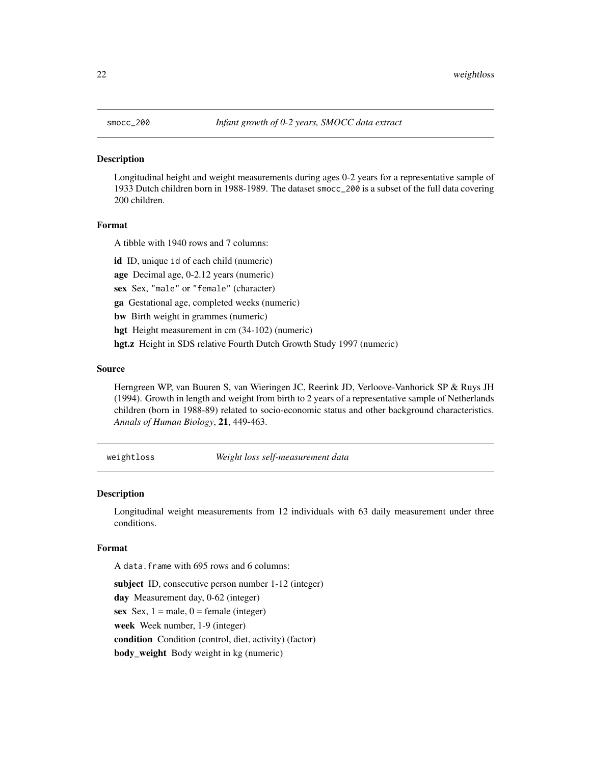## smocc_200 — *Infant growth of 0-2 years, SMOCC data extract*

### Description

Longitudinal height and weight measurements during ages 0-2 years for a representative sample of 1933 Dutch children born in 1988-1989. The dataset `smocc_200` is a subset of the full data covering 200 children.

### Format

A tibble with 1940 rows and 7 columns:

**id** ID, unique `id` of each child (numeric)

**age** Decimal age, 0-2.12 years (numeric)

**sex** Sex, `"male"` or `"female"` (character)

**ga** Gestational age, completed weeks (numeric)

**bw** Birth weight in grammes (numeric)

**hgt** Height measurement in cm (34-102) (numeric)

**hgt.z** Height in SDS relative Fourth Dutch Growth Study 1997 (numeric)

### Source

Herngreen WP, van Buuren S, van Wieringen JC, Reerink JD, Verloove-Vanhorick SP & Ruys JH (1994). Growth in length and weight from birth to 2 years of a representative sample of Netherlands children (born in 1988-89) related to socio-economic status and other background characteristics. *Annals of Human Biology*, **21**, 449-463.

## weightloss — *Weight loss self-measurement data*

### Description

Longitudinal weight measurements from 12 individuals with 63 daily measurement under three conditions.

### Format

A `data.frame` with 695 rows and 6 columns:

**subject** ID, consecutive person number 1-12 (integer)

**day** Measurement day, 0-62 (integer)

**sex** Sex, 1 = male, 0 = female (integer)

**week** Week number, 1-9 (integer)

**condition** Condition (control, diet, activity) (factor)

**body_weight** Body weight in kg (numeric)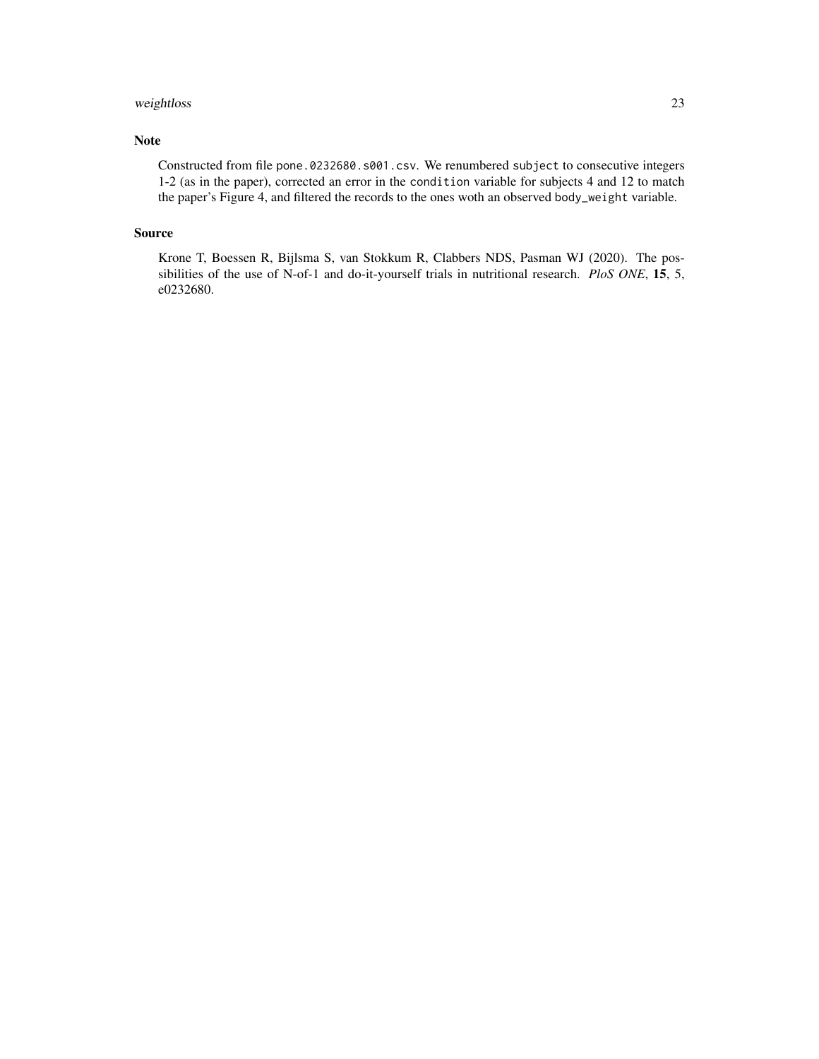## Note

Constructed from file `pone.0232680.s001.csv`. We renumbered `subject` to consecutive integers 1-2 (as in the paper), corrected an error in the `condition` variable for subjects 4 and 12 to match the paper's Figure 4, and filtered the records to the ones woth an observed `body_weight` variable.

## Source

Krone T, Boessen R, Bijlsma S, van Stokkum R, Clabbers NDS, Pasman WJ (2020). The possibilities of the use of N-of-1 and do-it-yourself trials in nutritional research. *PloS ONE*, **15**, 5, e0232680.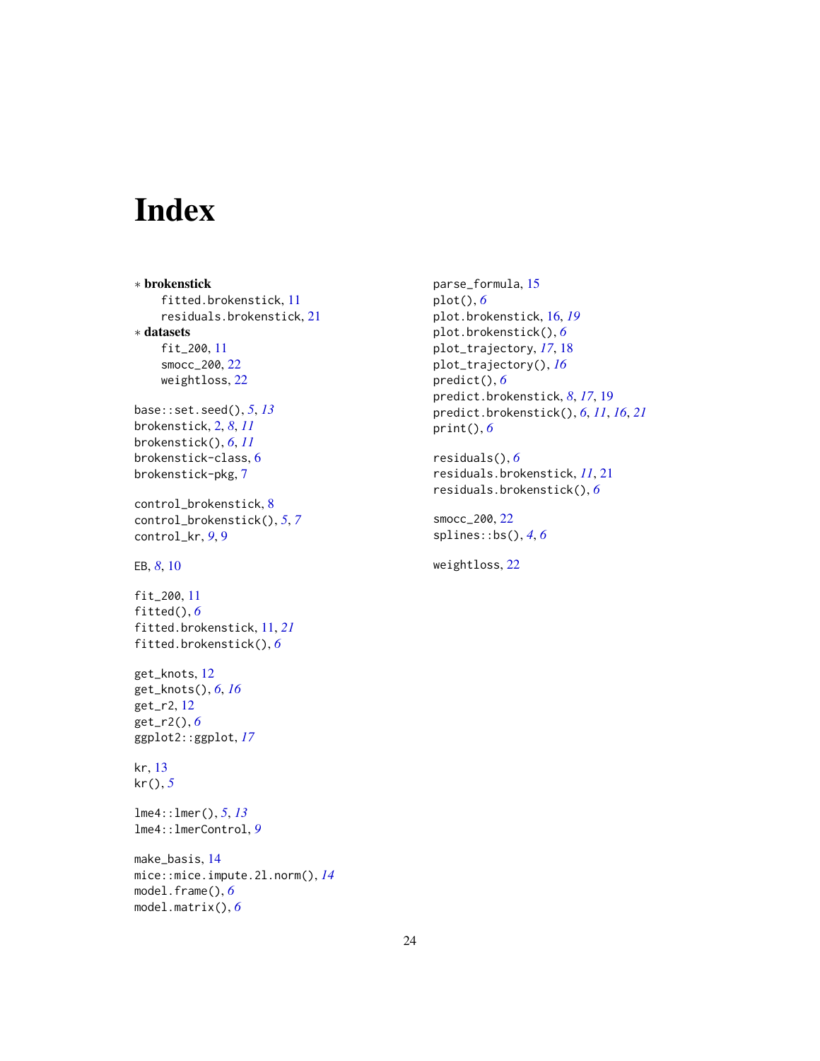# Index

* **brokenstick**
  fitted.brokenstick, 11
  residuals.brokenstick, 21
* **datasets**
  fit_200, 11
  smocc_200, 22
  weightloss, 22

base::set.seed(), *5*, *13*
brokenstick, 2, *8*, *11*
brokenstick(), *6*, *11*
brokenstick-class, 6
brokenstick-pkg, 7

control_brokenstick, 8
control_brokenstick(), *5*, *7*
control_kr, *9*, 9

EB, *8*, 10

fit_200, 11
fitted(), *6*
fitted.brokenstick, 11, *21*
fitted.brokenstick(), *6*

get_knots, 12
get_knots(), *6*, *16*
get_r2, 12
get_r2(), *6*
ggplot2::ggplot, *17*

kr, 13
kr(), *5*

lme4::lmer(), *5*, *13*
lme4::lmerControl, *9*

make_basis, 14
mice::mice.impute.2l.norm(), *14*
model.frame(), *6*
model.matrix(), *6*

parse_formula, 15
plot(), *6*
plot.brokenstick, 16, *19*
plot.brokenstick(), *6*
plot_trajectory, *17*, 18
plot_trajectory(), *16*
predict(), *6*
predict.brokenstick, *8*, *17*, 19
predict.brokenstick(), *6*, *11*, *16*, *21*
print(), *6*

residuals(), *6*
residuals.brokenstick, *11*, 21
residuals.brokenstick(), *6*

smocc_200, 22
splines::bs(), *4*, *6*

weightloss, 22